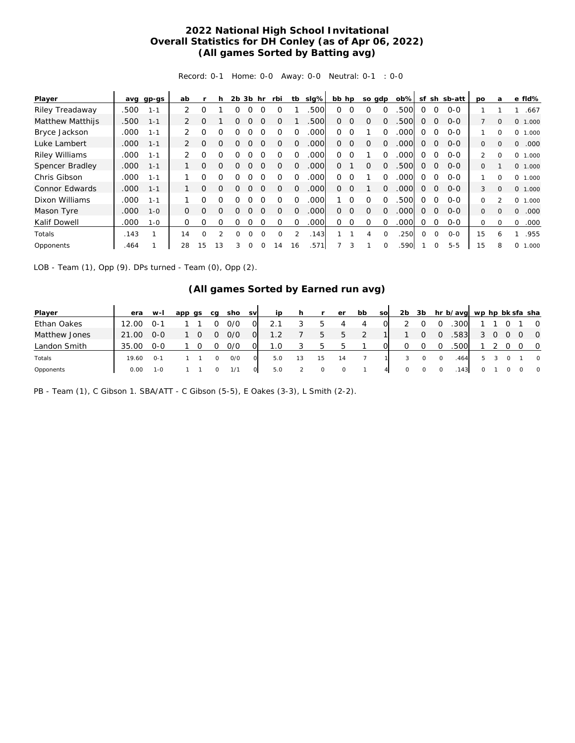# 2022 National High School Invitational
## Overall Statistics for DH Conley (as of Apr 06, 2022)
### (All games Sorted by Batting avg)

Record: 0-1 Home: 0-0 Away: 0-0 Neutral: 0-1 : 0-0

| Player | avg | gp-gs | ab | r | h | 2b | 3b | hr | rbi | tb | slg% | bb | hp | so | gdp | ob% | sf | sh | sb-att | po | a | e | fld% |
|---|---|---|---|---|---|---|---|---|---|---|---|---|---|---|---|---|---|---|---|---|---|---|---|
| Riley Treadaway | .500 | 1-1 | 2 | 0 | 1 | 0 | 0 | 0 | 0 | 1 | .500 | 0 | 0 | 0 | 0 | .500 | 0 | 0 | 0-0 | 1 | 1 | 1 | .667 |
| Matthew Matthijs | .500 | 1-1 | 2 | 0 | 1 | 0 | 0 | 0 | 0 | 1 | .500 | 0 | 0 | 0 | 0 | .500 | 0 | 0 | 0-0 | 7 | 0 | 0 | 1.000 |
| Bryce Jackson | .000 | 1-1 | 2 | 0 | 0 | 0 | 0 | 0 | 0 | 0 | .000 | 0 | 0 | 1 | 0 | .000 | 0 | 0 | 0-0 | 1 | 0 | 0 | 1.000 |
| Luke Lambert | .000 | 1-1 | 2 | 0 | 0 | 0 | 0 | 0 | 0 | 0 | .000 | 0 | 0 | 0 | 0 | .000 | 0 | 0 | 0-0 | 0 | 0 | 0 | .000 |
| Riley Williams | .000 | 1-1 | 2 | 0 | 0 | 0 | 0 | 0 | 0 | 0 | .000 | 0 | 0 | 1 | 0 | .000 | 0 | 0 | 0-0 | 2 | 0 | 0 | 1.000 |
| Spencer Bradley | .000 | 1-1 | 1 | 0 | 0 | 0 | 0 | 0 | 0 | 0 | .000 | 0 | 1 | 0 | 0 | .500 | 0 | 0 | 0-0 | 0 | 1 | 0 | 1.000 |
| Chris Gibson | .000 | 1-1 | 1 | 0 | 0 | 0 | 0 | 0 | 0 | 0 | .000 | 0 | 0 | 1 | 0 | .000 | 0 | 0 | 0-0 | 1 | 0 | 0 | 1.000 |
| Connor Edwards | .000 | 1-1 | 1 | 0 | 0 | 0 | 0 | 0 | 0 | 0 | .000 | 0 | 0 | 1 | 0 | .000 | 0 | 0 | 0-0 | 3 | 0 | 0 | 1.000 |
| Dixon Williams | .000 | 1-1 | 1 | 0 | 0 | 0 | 0 | 0 | 0 | 0 | .000 | 1 | 0 | 0 | 0 | .500 | 0 | 0 | 0-0 | 0 | 2 | 0 | 1.000 |
| Mason Tyre | .000 | 1-0 | 0 | 0 | 0 | 0 | 0 | 0 | 0 | 0 | .000 | 0 | 0 | 0 | 0 | .000 | 0 | 0 | 0-0 | 0 | 0 | 0 | .000 |
| Kalif Dowell | .000 | 1-0 | 0 | 0 | 0 | 0 | 0 | 0 | 0 | 0 | .000 | 0 | 0 | 0 | 0 | .000 | 0 | 0 | 0-0 | 0 | 0 | 0 | .000 |
| Totals | .143 | 1 | 14 | 0 | 2 | 0 | 0 | 0 | 0 | 2 | .143 | 1 | 1 | 4 | 0 | .250 | 0 | 0 | 0-0 | 15 | 6 | 1 | .955 |
| Opponents | .464 | 1 | 28 | 15 | 13 | 3 | 0 | 0 | 14 | 16 | .571 | 7 | 3 | 1 | 0 | .590 | 1 | 0 | 5-5 | 15 | 8 | 0 | 1.000 |

LOB - Team (1), Opp (9). DPs turned - Team (0), Opp (2).

### (All games Sorted by Earned run avg)

| Player | era | w-l | app | gs | cg | sho | sv | ip | h | r | er | bb | so | 2b | 3b | hr | b/avg | wp | hp | bk | sfa | sha |
|---|---|---|---|---|---|---|---|---|---|---|---|---|---|---|---|---|---|---|---|---|---|---|
| Ethan Oakes | 12.00 | 0-1 | 1 | 1 | 0 | 0/0 | 0 | 2.1 | 3 | 5 | 4 | 4 | 0 | 2 | 0 | 0 | .300 | 1 | 1 | 0 | 1 | 0 |
| Matthew Jones | 21.00 | 0-0 | 1 | 0 | 0 | 0/0 | 0 | 1.2 | 7 | 5 | 5 | 2 | 1 | 1 | 0 | 0 | .583 | 3 | 0 | 0 | 0 | 0 |
| Landon Smith | 35.00 | 0-0 | 1 | 0 | 0 | 0/0 | 0 | 1.0 | 3 | 5 | 5 | 1 | 0 | 0 | 0 | 0 | .500 | 1 | 2 | 0 | 0 | 0 |
| Totals | 19.60 | 0-1 | 1 | 1 | 0 | 0/0 | 0 | 5.0 | 13 | 15 | 14 | 7 | 1 | 3 | 0 | 0 | .464 | 5 | 3 | 0 | 1 | 0 |
| Opponents | 0.00 | 1-0 | 1 | 1 | 0 | 1/1 | 0 | 5.0 | 2 | 0 | 0 | 1 | 4 | 0 | 0 | 0 | .143 | 0 | 1 | 0 | 0 | 0 |

PB - Team (1), C Gibson 1. SBA/ATT - C Gibson (5-5), E Oakes (3-3), L Smith (2-2).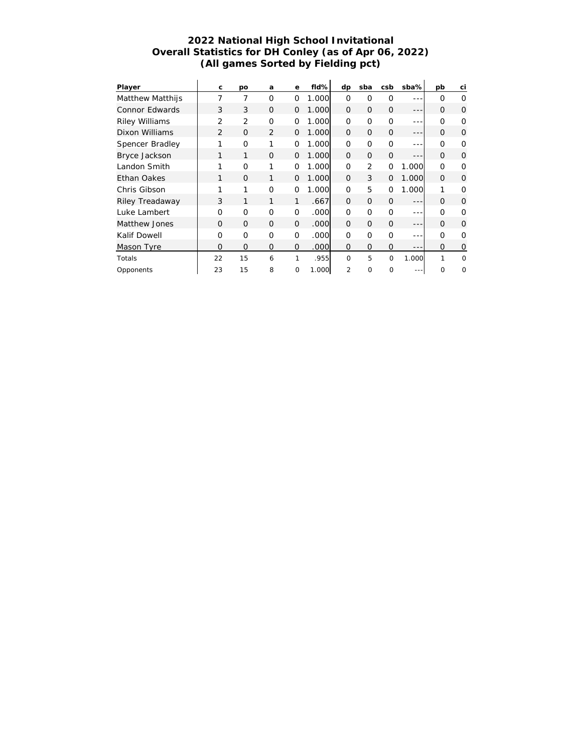# 2022 National High School Invitational
## Overall Statistics for DH Conley (as of Apr 06, 2022)
### (All games Sorted by Fielding pct)

| Player | c | po | a | e | fld% | dp | sba | csb | sba% | pb | ci |
|---|---|---|---|---|---|---|---|---|---|---|---|
| Matthew Matthijs | 7 | 7 | 0 | 0 | 1.000 | 0 | 0 | 0 | --- | 0 | 0 |
| Connor Edwards | 3 | 3 | 0 | 0 | 1.000 | 0 | 0 | 0 | --- | 0 | 0 |
| Riley Williams | 2 | 2 | 0 | 0 | 1.000 | 0 | 0 | 0 | --- | 0 | 0 |
| Dixon Williams | 2 | 0 | 2 | 0 | 1.000 | 0 | 0 | 0 | --- | 0 | 0 |
| Spencer Bradley | 1 | 0 | 1 | 0 | 1.000 | 0 | 0 | 0 | --- | 0 | 0 |
| Bryce Jackson | 1 | 1 | 0 | 0 | 1.000 | 0 | 0 | 0 | --- | 0 | 0 |
| Landon Smith | 1 | 0 | 1 | 0 | 1.000 | 0 | 2 | 0 | 1.000 | 0 | 0 |
| Ethan Oakes | 1 | 0 | 1 | 0 | 1.000 | 0 | 3 | 0 | 1.000 | 0 | 0 |
| Chris Gibson | 1 | 1 | 0 | 0 | 1.000 | 0 | 5 | 0 | 1.000 | 1 | 0 |
| Riley Treadaway | 3 | 1 | 1 | 1 | .667 | 0 | 0 | 0 | --- | 0 | 0 |
| Luke Lambert | 0 | 0 | 0 | 0 | .000 | 0 | 0 | 0 | --- | 0 | 0 |
| Matthew Jones | 0 | 0 | 0 | 0 | .000 | 0 | 0 | 0 | --- | 0 | 0 |
| Kalif Dowell | 0 | 0 | 0 | 0 | .000 | 0 | 0 | 0 | --- | 0 | 0 |
| Mason Tyre | 0 | 0 | 0 | 0 | .000 | 0 | 0 | 0 | --- | 0 | 0 |
| Totals | 22 | 15 | 6 | 1 | .955 | 0 | 5 | 0 | 1.000 | 1 | 0 |
| Opponents | 23 | 15 | 8 | 0 | 1.000 | 2 | 0 | 0 | --- | 0 | 0 |